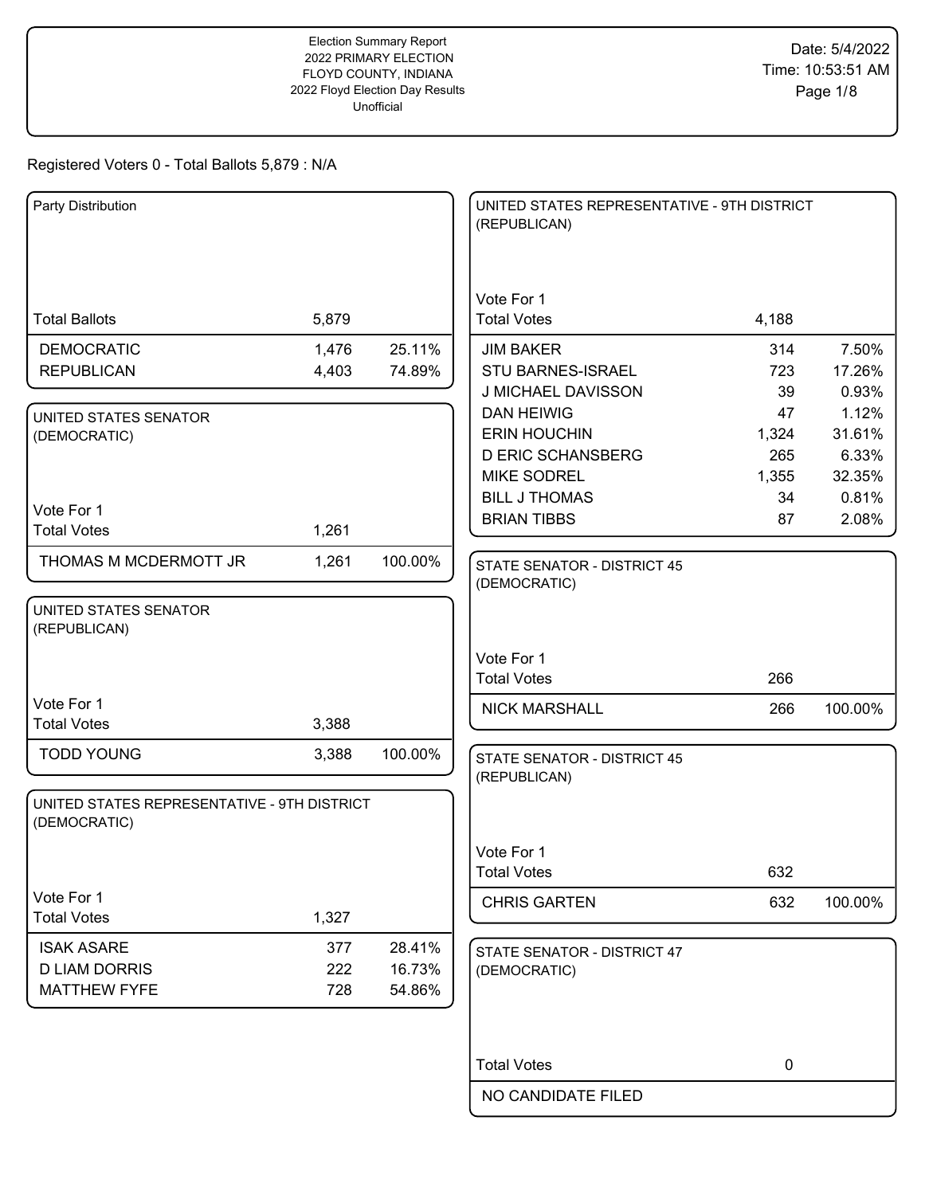Election Summary Report
2022 PRIMARY ELECTION
FLOYD COUNTY, INDIANA
2022 Floyd Election Day Results
Unofficial

Date: 5/4/2022
Time: 10:53:51 AM

Registered Voters 0 - Total Ballots 5,879 : N/A

## Party Distribution

| | | |
|---|---|---|
| Total Ballots | 5,879 | |
| DEMOCRATIC | 1,476 | 25.11% |
| REPUBLICAN | 4,403 | 74.89% |

## UNITED STATES SENATOR (DEMOCRATIC)

Vote For 1

| | | |
|---|---|---|
| Total Votes | 1,261 | |
| THOMAS M MCDERMOTT JR | 1,261 | 100.00% |

## UNITED STATES SENATOR (REPUBLICAN)

Vote For 1

| | | |
|---|---|---|
| Total Votes | 3,388 | |
| TODD YOUNG | 3,388 | 100.00% |

## UNITED STATES REPRESENTATIVE - 9TH DISTRICT (DEMOCRATIC)

Vote For 1

| | | |
|---|---|---|
| Total Votes | 1,327 | |
| ISAK ASARE | 377 | 28.41% |
| D LIAM DORRIS | 222 | 16.73% |
| MATTHEW FYFE | 728 | 54.86% |

## UNITED STATES REPRESENTATIVE - 9TH DISTRICT (REPUBLICAN)

Vote For 1

| | | |
|---|---|---|
| Total Votes | 4,188 | |
| JIM BAKER | 314 | 7.50% |
| STU BARNES-ISRAEL | 723 | 17.26% |
| J MICHAEL DAVISSON | 39 | 0.93% |
| DAN HEIWIG | 47 | 1.12% |
| ERIN HOUCHIN | 1,324 | 31.61% |
| D ERIC SCHANSBERG | 265 | 6.33% |
| MIKE SODREL | 1,355 | 32.35% |
| BILL J THOMAS | 34 | 0.81% |
| BRIAN TIBBS | 87 | 2.08% |

## STATE SENATOR - DISTRICT 45 (DEMOCRATIC)

Vote For 1

| | | |
|---|---|---|
| Total Votes | 266 | |
| NICK MARSHALL | 266 | 100.00% |

## STATE SENATOR - DISTRICT 45 (REPUBLICAN)

Vote For 1

| | | |
|---|---|---|
| Total Votes | 632 | |
| CHRIS GARTEN | 632 | 100.00% |

## STATE SENATOR - DISTRICT 47 (DEMOCRATIC)

| | |
|---|---|
| Total Votes | 0 |
| NO CANDIDATE FILED | |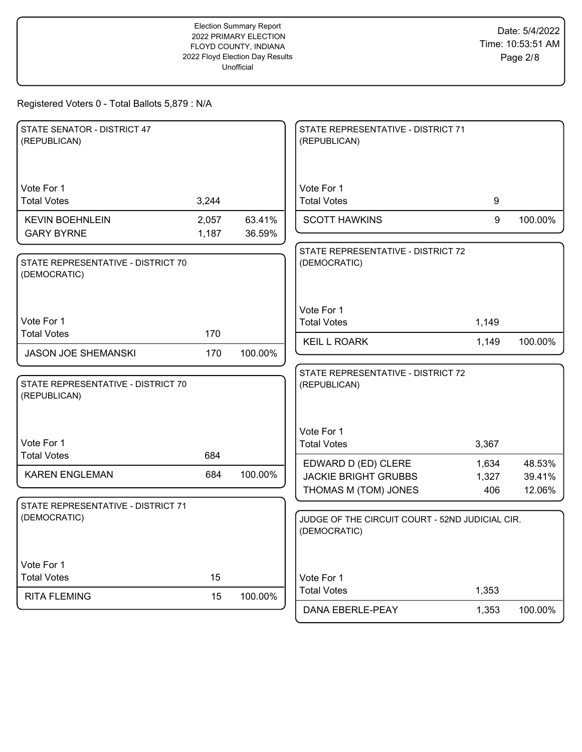Registered Voters 0 - Total Ballots 5,879 : N/A

### STATE SENATOR - DISTRICT 47 (REPUBLICAN)

Vote For 1

| | Votes | Percent |
|---|---|---|
| Total Votes | 3,244 | |
| KEVIN BOEHNLEIN | 2,057 | 63.41% |
| GARY BYRNE | 1,187 | 36.59% |

### STATE REPRESENTATIVE - DISTRICT 70 (DEMOCRATIC)

Vote For 1

| | Votes | Percent |
|---|---|---|
| Total Votes | 170 | |
| JASON JOE SHEMANSKI | 170 | 100.00% |

### STATE REPRESENTATIVE - DISTRICT 70 (REPUBLICAN)

Vote For 1

| | Votes | Percent |
|---|---|---|
| Total Votes | 684 | |
| KAREN ENGLEMAN | 684 | 100.00% |

### STATE REPRESENTATIVE - DISTRICT 71 (DEMOCRATIC)

Vote For 1

| | Votes | Percent |
|---|---|---|
| Total Votes | 15 | |
| RITA FLEMING | 15 | 100.00% |

### STATE REPRESENTATIVE - DISTRICT 71 (REPUBLICAN)

Vote For 1

| | Votes | Percent |
|---|---|---|
| Total Votes | 9 | |
| SCOTT HAWKINS | 9 | 100.00% |

### STATE REPRESENTATIVE - DISTRICT 72 (DEMOCRATIC)

Vote For 1

| | Votes | Percent |
|---|---|---|
| Total Votes | 1,149 | |
| KEIL L ROARK | 1,149 | 100.00% |

### STATE REPRESENTATIVE - DISTRICT 72 (REPUBLICAN)

Vote For 1

| | Votes | Percent |
|---|---|---|
| Total Votes | 3,367 | |
| EDWARD D (ED) CLERE | 1,634 | 48.53% |
| JACKIE BRIGHT GRUBBS | 1,327 | 39.41% |
| THOMAS M (TOM) JONES | 406 | 12.06% |

### JUDGE OF THE CIRCUIT COURT - 52ND JUDICIAL CIR. (DEMOCRATIC)

Vote For 1

| | Votes | Percent |
|---|---|---|
| Total Votes | 1,353 | |
| DANA EBERLE-PEAY | 1,353 | 100.00% |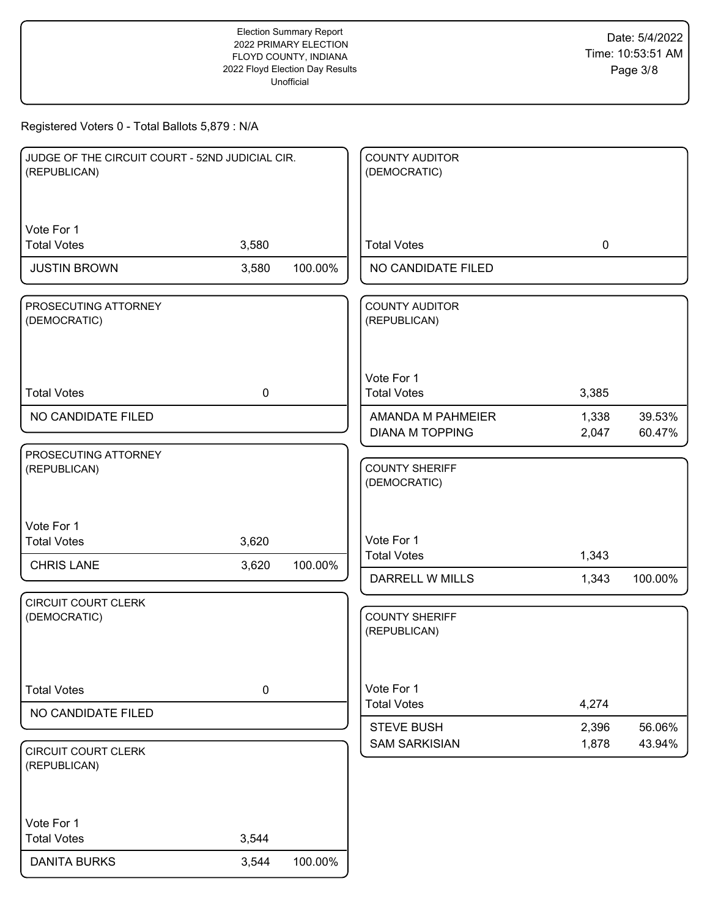Election Summary Report
2022 PRIMARY ELECTION
FLOYD COUNTY, INDIANA
2022 Floyd Election Day Results
Unofficial

Date: 5/4/2022
Time: 10:53:51 AM

Registered Voters 0 - Total Ballots 5,879 : N/A

### JUDGE OF THE CIRCUIT COURT - 52ND JUDICIAL CIR. (REPUBLICAN)

Vote For 1

| | Votes | Percent |
|---|---|---|
| Total Votes | 3,580 | |
| JUSTIN BROWN | 3,580 | 100.00% |

### PROSECUTING ATTORNEY (DEMOCRATIC)

| | Votes |
|---|---|
| Total Votes | 0 |
| NO CANDIDATE FILED | |

### PROSECUTING ATTORNEY (REPUBLICAN)

Vote For 1

| | Votes | Percent |
|---|---|---|
| Total Votes | 3,620 | |
| CHRIS LANE | 3,620 | 100.00% |

### CIRCUIT COURT CLERK (DEMOCRATIC)

| | Votes |
|---|---|
| Total Votes | 0 |
| NO CANDIDATE FILED | |

### CIRCUIT COURT CLERK (REPUBLICAN)

Vote For 1

| | Votes | Percent |
|---|---|---|
| Total Votes | 3,544 | |
| DANITA BURKS | 3,544 | 100.00% |

### COUNTY AUDITOR (DEMOCRATIC)

| | Votes |
|---|---|
| Total Votes | 0 |
| NO CANDIDATE FILED | |

### COUNTY AUDITOR (REPUBLICAN)

Vote For 1

| | Votes | Percent |
|---|---|---|
| Total Votes | 3,385 | |
| AMANDA M PAHMEIER | 1,338 | 39.53% |
| DIANA M TOPPING | 2,047 | 60.47% |

### COUNTY SHERIFF (DEMOCRATIC)

Vote For 1

| | Votes | Percent |
|---|---|---|
| Total Votes | 1,343 | |
| DARRELL W MILLS | 1,343 | 100.00% |

### COUNTY SHERIFF (REPUBLICAN)

Vote For 1

| | Votes | Percent |
|---|---|---|
| Total Votes | 4,274 | |
| STEVE BUSH | 2,396 | 56.06% |
| SAM SARKISIAN | 1,878 | 43.94% |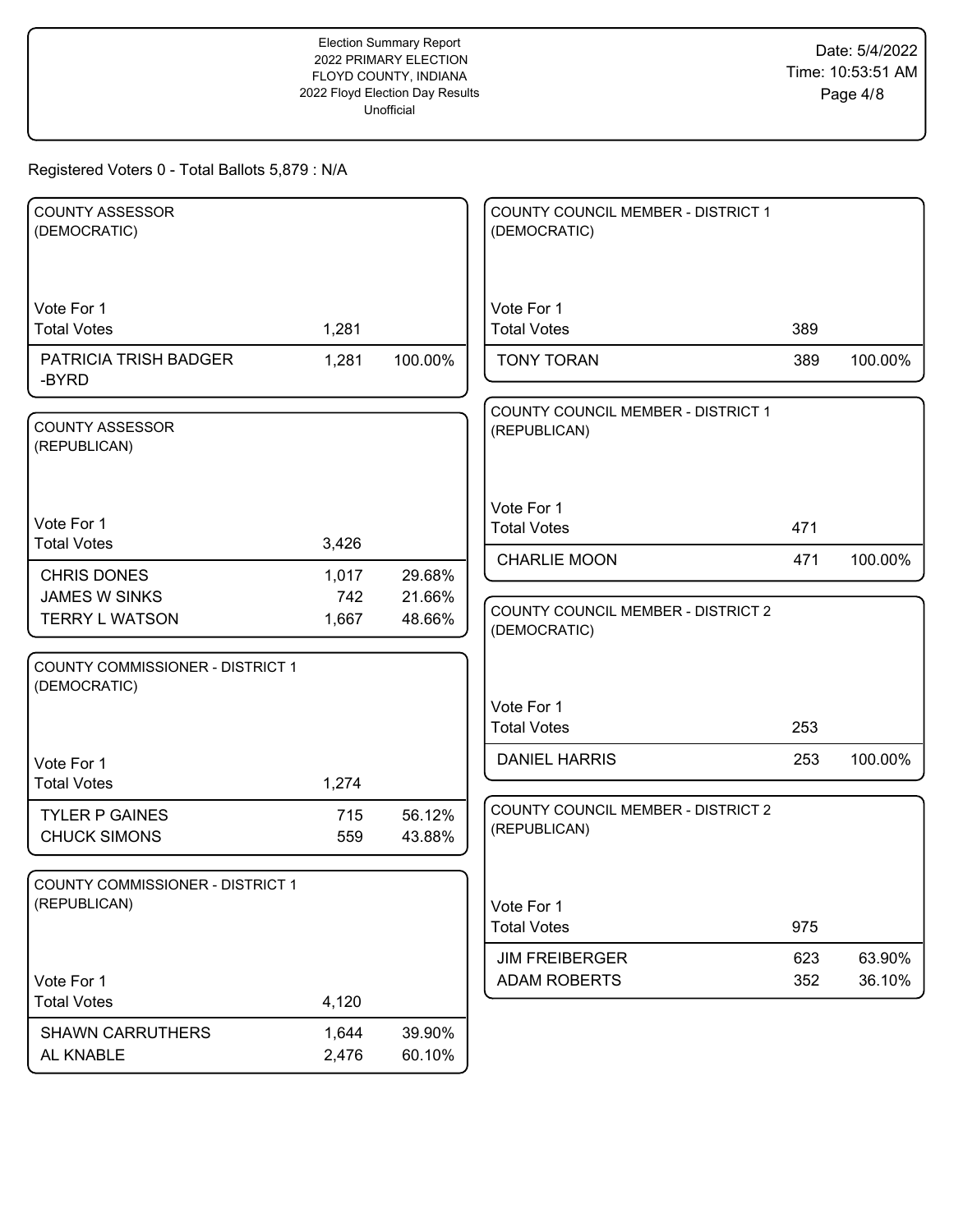Registered Voters 0 - Total Ballots 5,879 : N/A

## COUNTY ASSESSOR (DEMOCRATIC)

Vote For 1

| | Votes | Percent |
|---|---|---|
| Total Votes | 1,281 | |
| PATRICIA TRISH BADGER-BYRD | 1,281 | 100.00% |

## COUNTY ASSESSOR (REPUBLICAN)

Vote For 1

| | Votes | Percent |
|---|---|---|
| Total Votes | 3,426 | |
| CHRIS DONES | 1,017 | 29.68% |
| JAMES W SINKS | 742 | 21.66% |
| TERRY L WATSON | 1,667 | 48.66% |

## COUNTY COMMISSIONER - DISTRICT 1 (DEMOCRATIC)

Vote For 1

| | Votes | Percent |
|---|---|---|
| Total Votes | 1,274 | |
| TYLER P GAINES | 715 | 56.12% |
| CHUCK SIMONS | 559 | 43.88% |

## COUNTY COMMISSIONER - DISTRICT 1 (REPUBLICAN)

Vote For 1

| | Votes | Percent |
|---|---|---|
| Total Votes | 4,120 | |
| SHAWN CARRUTHERS | 1,644 | 39.90% |
| AL KNABLE | 2,476 | 60.10% |

## COUNTY COUNCIL MEMBER - DISTRICT 1 (DEMOCRATIC)

Vote For 1

| | Votes | Percent |
|---|---|---|
| Total Votes | 389 | |
| TONY TORAN | 389 | 100.00% |

## COUNTY COUNCIL MEMBER - DISTRICT 1 (REPUBLICAN)

Vote For 1

| | Votes | Percent |
|---|---|---|
| Total Votes | 471 | |
| CHARLIE MOON | 471 | 100.00% |

## COUNTY COUNCIL MEMBER - DISTRICT 2 (DEMOCRATIC)

Vote For 1

| | Votes | Percent |
|---|---|---|
| Total Votes | 253 | |
| DANIEL HARRIS | 253 | 100.00% |

## COUNTY COUNCIL MEMBER - DISTRICT 2 (REPUBLICAN)

Vote For 1

| | Votes | Percent |
|---|---|---|
| Total Votes | 975 | |
| JIM FREIBERGER | 623 | 63.90% |
| ADAM ROBERTS | 352 | 36.10% |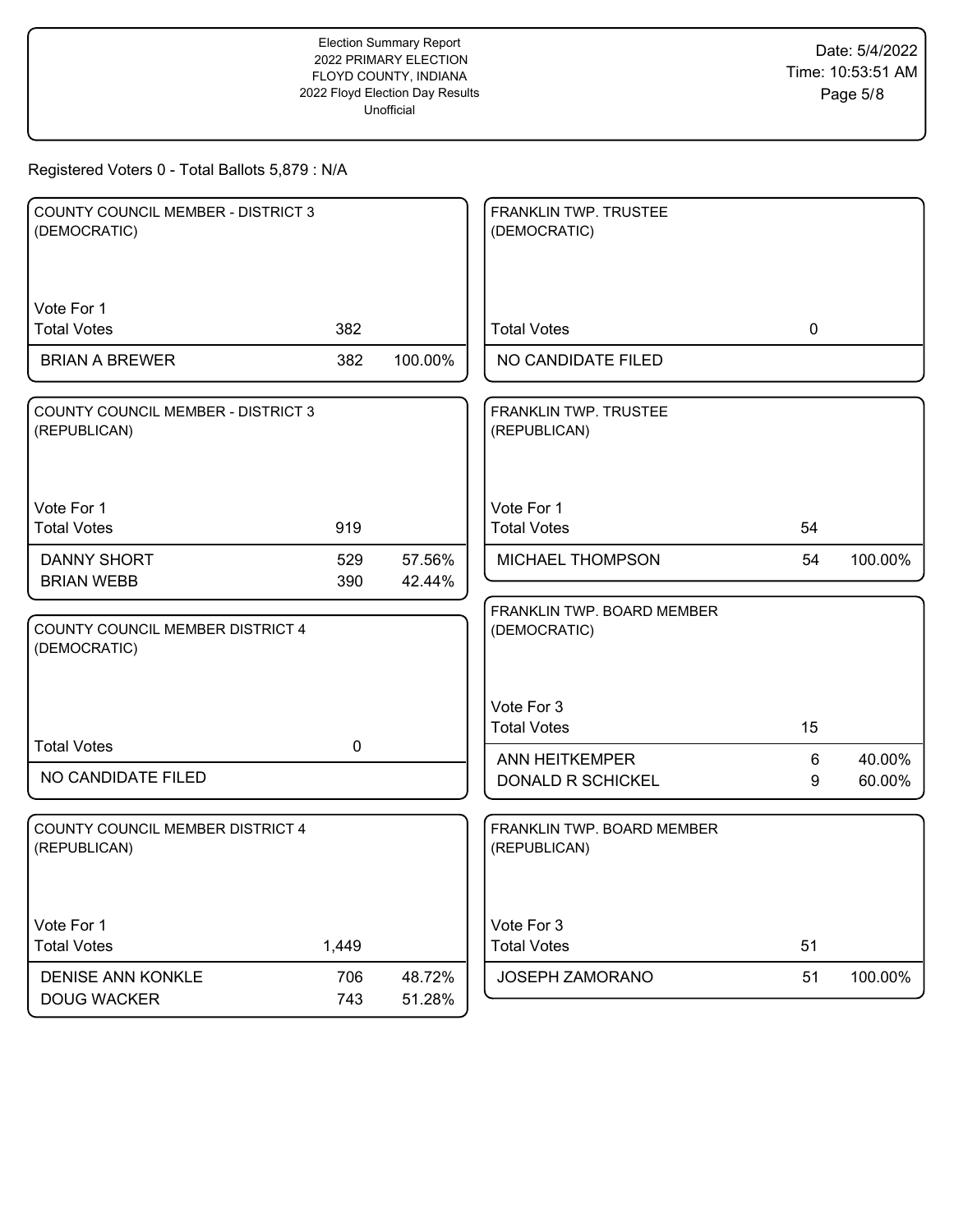Registered Voters 0 - Total Ballots 5,879 : N/A

### COUNTY COUNCIL MEMBER - DISTRICT 3 (DEMOCRATIC)

Vote For 1

| | | |
|---|---|---|
| Total Votes | 382 | |
| BRIAN A BREWER | 382 | 100.00% |

### COUNTY COUNCIL MEMBER - DISTRICT 3 (REPUBLICAN)

Vote For 1

| | | |
|---|---|---|
| Total Votes | 919 | |
| DANNY SHORT | 529 | 57.56% |
| BRIAN WEBB | 390 | 42.44% |

### COUNTY COUNCIL MEMBER DISTRICT 4 (DEMOCRATIC)

| | | |
|---|---|---|
| Total Votes | 0 | |
| NO CANDIDATE FILED | | |

### COUNTY COUNCIL MEMBER DISTRICT 4 (REPUBLICAN)

Vote For 1

| | | |
|---|---|---|
| Total Votes | 1,449 | |
| DENISE ANN KONKLE | 706 | 48.72% |
| DOUG WACKER | 743 | 51.28% |

### FRANKLIN TWP. TRUSTEE (DEMOCRATIC)

| | | |
|---|---|---|
| Total Votes | 0 | |
| NO CANDIDATE FILED | | |

### FRANKLIN TWP. TRUSTEE (REPUBLICAN)

Vote For 1

| | | |
|---|---|---|
| Total Votes | 54 | |
| MICHAEL THOMPSON | 54 | 100.00% |

### FRANKLIN TWP. BOARD MEMBER (DEMOCRATIC)

Vote For 3

| | | |
|---|---|---|
| Total Votes | 15 | |
| ANN HEITKEMPER | 6 | 40.00% |
| DONALD R SCHICKEL | 9 | 60.00% |

### FRANKLIN TWP. BOARD MEMBER (REPUBLICAN)

Vote For 3

| | | |
|---|---|---|
| Total Votes | 51 | |
| JOSEPH ZAMORANO | 51 | 100.00% |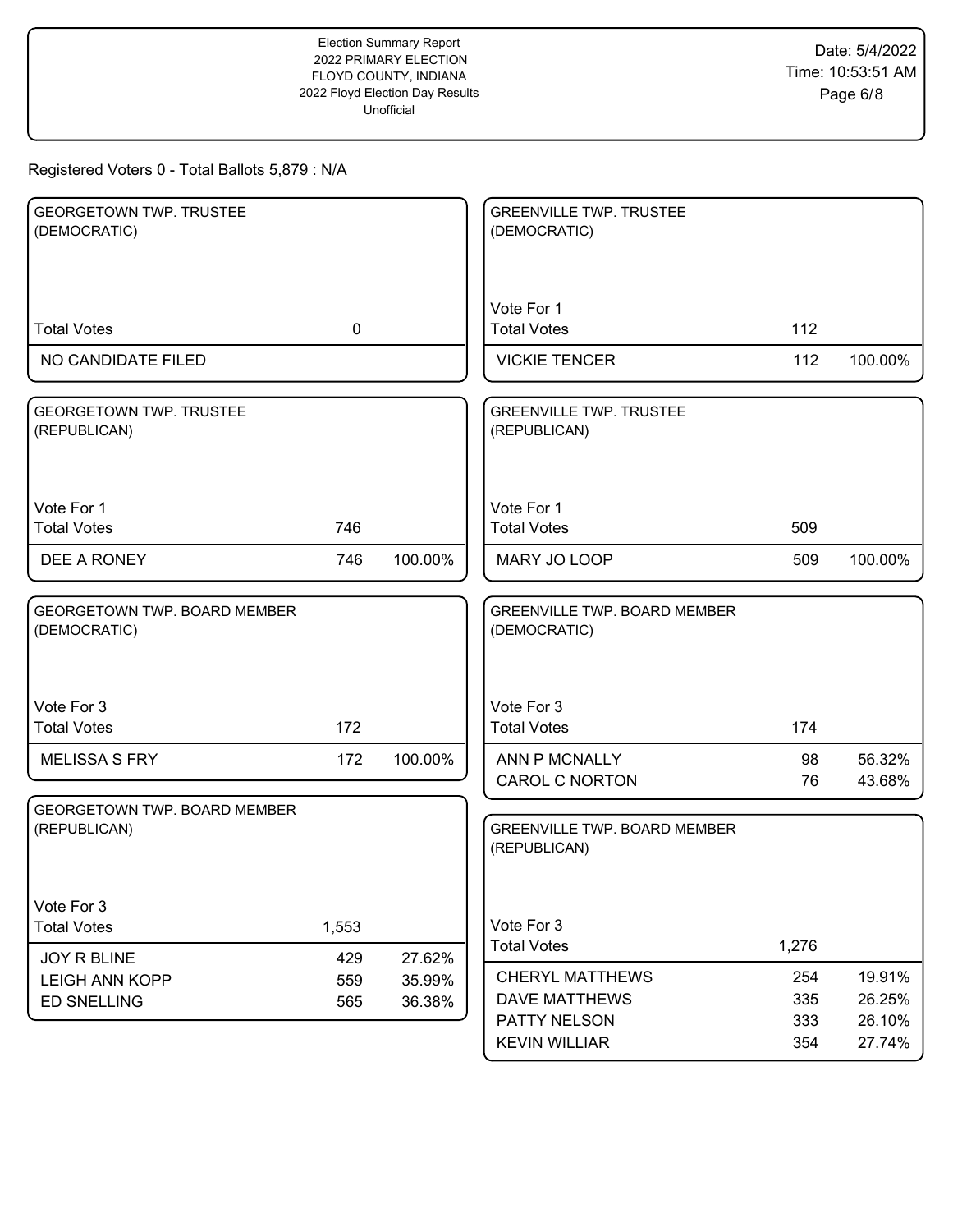Registered Voters 0 - Total Ballots 5,879 : N/A

## GEORGETOWN TWP. TRUSTEE (DEMOCRATIC)

| | Votes | |
|---|---|---|
| Total Votes | 0 | |
| NO CANDIDATE FILED | | |

## GEORGETOWN TWP. TRUSTEE (REPUBLICAN)

Vote For 1

| | Votes | Percent |
|---|---|---|
| Total Votes | 746 | |
| DEE A RONEY | 746 | 100.00% |

## GEORGETOWN TWP. BOARD MEMBER (DEMOCRATIC)

Vote For 3

| | Votes | Percent |
|---|---|---|
| Total Votes | 172 | |
| MELISSA S FRY | 172 | 100.00% |

## GEORGETOWN TWP. BOARD MEMBER (REPUBLICAN)

Vote For 3

| | Votes | Percent |
|---|---|---|
| Total Votes | 1,553 | |
| JOY R BLINE | 429 | 27.62% |
| LEIGH ANN KOPP | 559 | 35.99% |
| ED SNELLING | 565 | 36.38% |

## GREENVILLE TWP. TRUSTEE (DEMOCRATIC)

Vote For 1

| | Votes | Percent |
|---|---|---|
| Total Votes | 112 | |
| VICKIE TENCER | 112 | 100.00% |

## GREENVILLE TWP. TRUSTEE (REPUBLICAN)

Vote For 1

| | Votes | Percent |
|---|---|---|
| Total Votes | 509 | |
| MARY JO LOOP | 509 | 100.00% |

## GREENVILLE TWP. BOARD MEMBER (DEMOCRATIC)

Vote For 3

| | Votes | Percent |
|---|---|---|
| Total Votes | 174 | |
| ANN P MCNALLY | 98 | 56.32% |
| CAROL C NORTON | 76 | 43.68% |

## GREENVILLE TWP. BOARD MEMBER (REPUBLICAN)

Vote For 3

| | Votes | Percent |
|---|---|---|
| Total Votes | 1,276 | |
| CHERYL MATTHEWS | 254 | 19.91% |
| DAVE MATTHEWS | 335 | 26.25% |
| PATTY NELSON | 333 | 26.10% |
| KEVIN WILLIAR | 354 | 27.74% |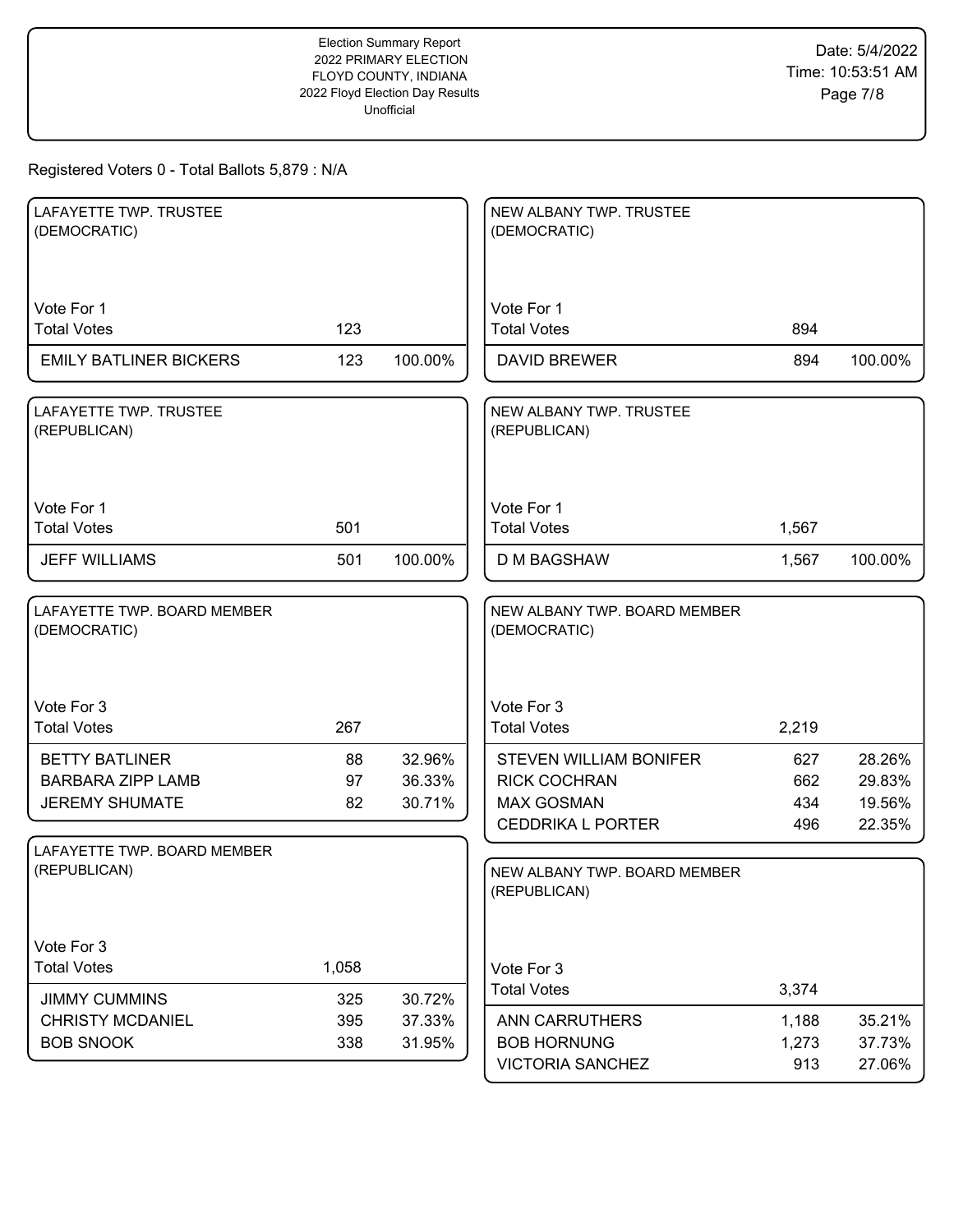Registered Voters 0 - Total Ballots 5,879 : N/A

### LAFAYETTE TWP. TRUSTEE (DEMOCRATIC)

Vote For 1

| | Votes | Percent |
|---|---|---|
| Total Votes | 123 | |
| EMILY BATLINER BICKERS | 123 | 100.00% |

### LAFAYETTE TWP. TRUSTEE (REPUBLICAN)

Vote For 1

| | Votes | Percent |
|---|---|---|
| Total Votes | 501 | |
| JEFF WILLIAMS | 501 | 100.00% |

### LAFAYETTE TWP. BOARD MEMBER (DEMOCRATIC)

Vote For 3

| | Votes | Percent |
|---|---|---|
| Total Votes | 267 | |
| BETTY BATLINER | 88 | 32.96% |
| BARBARA ZIPP LAMB | 97 | 36.33% |
| JEREMY SHUMATE | 82 | 30.71% |

### LAFAYETTE TWP. BOARD MEMBER (REPUBLICAN)

Vote For 3

| | Votes | Percent |
|---|---|---|
| Total Votes | 1,058 | |
| JIMMY CUMMINS | 325 | 30.72% |
| CHRISTY MCDANIEL | 395 | 37.33% |
| BOB SNOOK | 338 | 31.95% |

### NEW ALBANY TWP. TRUSTEE (DEMOCRATIC)

Vote For 1

| | Votes | Percent |
|---|---|---|
| Total Votes | 894 | |
| DAVID BREWER | 894 | 100.00% |

### NEW ALBANY TWP. TRUSTEE (REPUBLICAN)

Vote For 1

| | Votes | Percent |
|---|---|---|
| Total Votes | 1,567 | |
| D M BAGSHAW | 1,567 | 100.00% |

### NEW ALBANY TWP. BOARD MEMBER (DEMOCRATIC)

Vote For 3

| | Votes | Percent |
|---|---|---|
| Total Votes | 2,219 | |
| STEVEN WILLIAM BONIFER | 627 | 28.26% |
| RICK COCHRAN | 662 | 29.83% |
| MAX GOSMAN | 434 | 19.56% |
| CEDDRIKA L PORTER | 496 | 22.35% |

### NEW ALBANY TWP. BOARD MEMBER (REPUBLICAN)

Vote For 3

| | Votes | Percent |
|---|---|---|
| Total Votes | 3,374 | |
| ANN CARRUTHERS | 1,188 | 35.21% |
| BOB HORNUNG | 1,273 | 37.73% |
| VICTORIA SANCHEZ | 913 | 27.06% |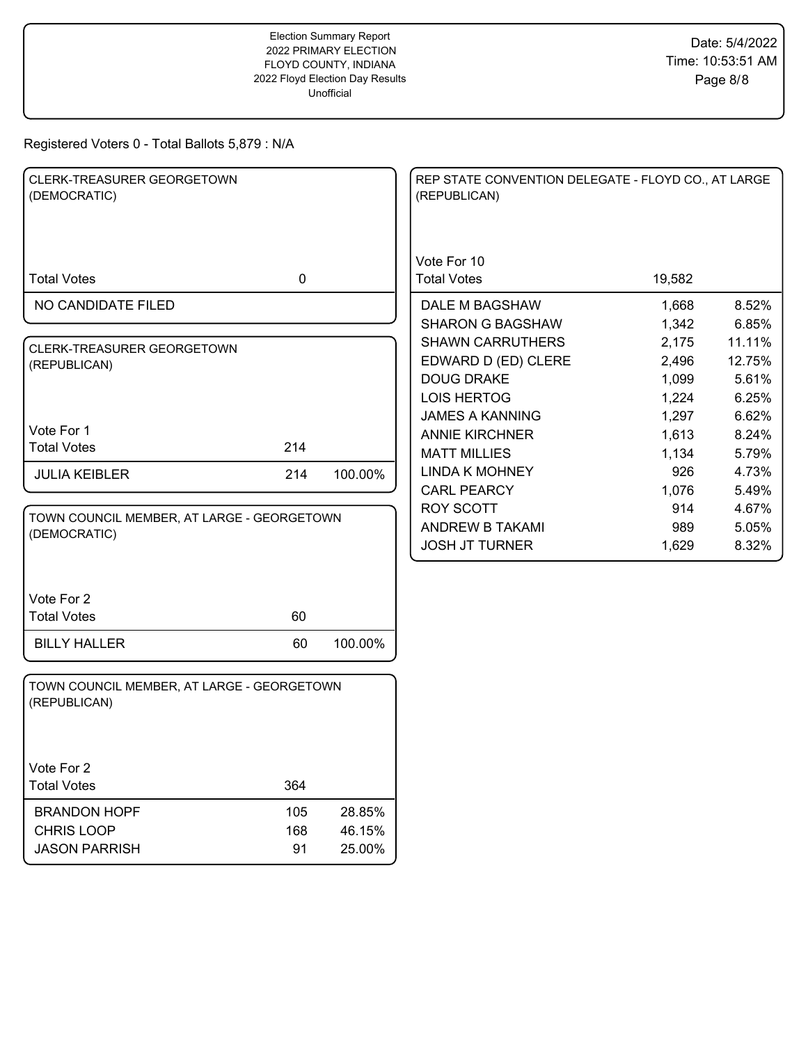Registered Voters 0 - Total Ballots 5,879 : N/A

### CLERK-TREASURER GEORGETOWN (DEMOCRATIC)

| | | |
|---|---|---|
| Total Votes | 0 | |
| NO CANDIDATE FILED | | |

### CLERK-TREASURER GEORGETOWN (REPUBLICAN)

Vote For 1

| | | |
|---|---|---|
| Total Votes | 214 | |
| JULIA KEIBLER | 214 | 100.00% |

### TOWN COUNCIL MEMBER, AT LARGE - GEORGETOWN (DEMOCRATIC)

Vote For 2

| | | |
|---|---|---|
| Total Votes | 60 | |
| BILLY HALLER | 60 | 100.00% |

### TOWN COUNCIL MEMBER, AT LARGE - GEORGETOWN (REPUBLICAN)

Vote For 2

| | | |
|---|---|---|
| Total Votes | 364 | |
| BRANDON HOPF | 105 | 28.85% |
| CHRIS LOOP | 168 | 46.15% |
| JASON PARRISH | 91 | 25.00% |

### REP STATE CONVENTION DELEGATE - FLOYD CO., AT LARGE (REPUBLICAN)

Vote For 10

| | | |
|---|---|---|
| Total Votes | 19,582 | |
| DALE M BAGSHAW | 1,668 | 8.52% |
| SHARON G BAGSHAW | 1,342 | 6.85% |
| SHAWN CARRUTHERS | 2,175 | 11.11% |
| EDWARD D (ED) CLERE | 2,496 | 12.75% |
| DOUG DRAKE | 1,099 | 5.61% |
| LOIS HERTOG | 1,224 | 6.25% |
| JAMES A KANNING | 1,297 | 6.62% |
| ANNIE KIRCHNER | 1,613 | 8.24% |
| MATT MILLIES | 1,134 | 5.79% |
| LINDA K MOHNEY | 926 | 4.73% |
| CARL PEARCY | 1,076 | 5.49% |
| ROY SCOTT | 914 | 4.67% |
| ANDREW B TAKAMI | 989 | 5.05% |
| JOSH JT TURNER | 1,629 | 8.32% |